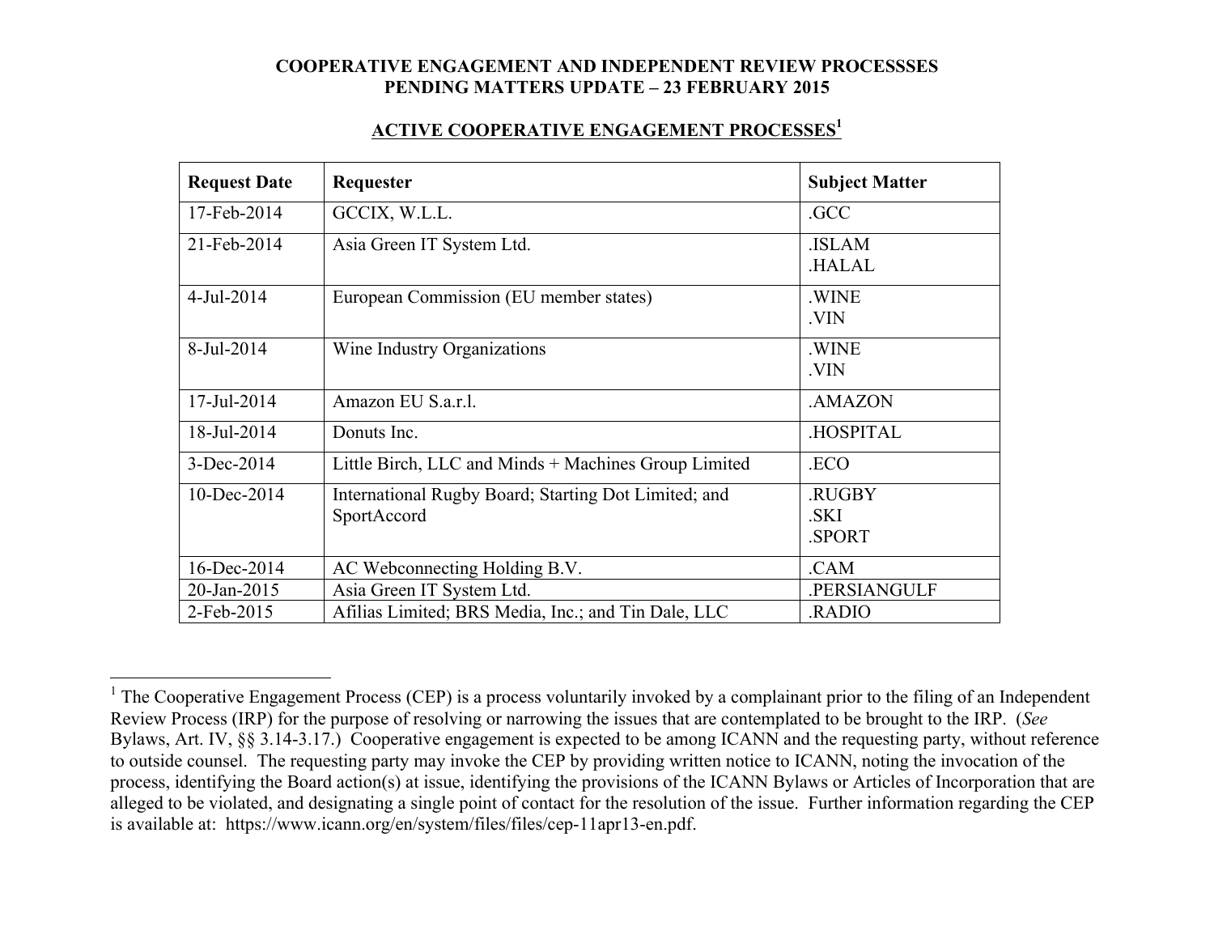**COOPERATIVE ENGAGEMENT AND INDEPENDENT REVIEW PROCESSSES**
**PENDING MATTERS UPDATE – 23 FEBRUARY 2015**

## ACTIVE COOPERATIVE ENGAGEMENT PROCESSES[1]

| Request Date | Requester | Subject Matter |
|---|---|---|
| 17-Feb-2014 | GCCIX, W.L.L. | .GCC |
| 21-Feb-2014 | Asia Green IT System Ltd. | .ISLAM<br>.HALAL |
| 4-Jul-2014 | European Commission (EU member states) | .WINE<br>.VIN |
| 8-Jul-2014 | Wine Industry Organizations | .WINE<br>.VIN |
| 17-Jul-2014 | Amazon EU S.a.r.l. | .AMAZON |
| 18-Jul-2014 | Donuts Inc. | .HOSPITAL |
| 3-Dec-2014 | Little Birch, LLC and Minds + Machines Group Limited | .ECO |
| 10-Dec-2014 | International Rugby Board; Starting Dot Limited; and SportAccord | .RUGBY<br>.SKI<br>.SPORT |
| 16-Dec-2014 | AC Webconnecting Holding B.V. | .CAM |
| 20-Jan-2015 | Asia Green IT System Ltd. | .PERSIANGULF |
| 2-Feb-2015 | Afilias Limited; BRS Media, Inc.; and Tin Dale, LLC | .RADIO |

---

[1] The Cooperative Engagement Process (CEP) is a process voluntarily invoked by a complainant prior to the filing of an Independent Review Process (IRP) for the purpose of resolving or narrowing the issues that are contemplated to be brought to the IRP. (*See* Bylaws, Art. IV, §§ 3.14-3.17.) Cooperative engagement is expected to be among ICANN and the requesting party, without reference to outside counsel. The requesting party may invoke the CEP by providing written notice to ICANN, noting the invocation of the process, identifying the Board action(s) at issue, identifying the provisions of the ICANN Bylaws or Articles of Incorporation that are alleged to be violated, and designating a single point of contact for the resolution of the issue. Further information regarding the CEP is available at: https://www.icann.org/en/system/files/files/cep-11apr13-en.pdf.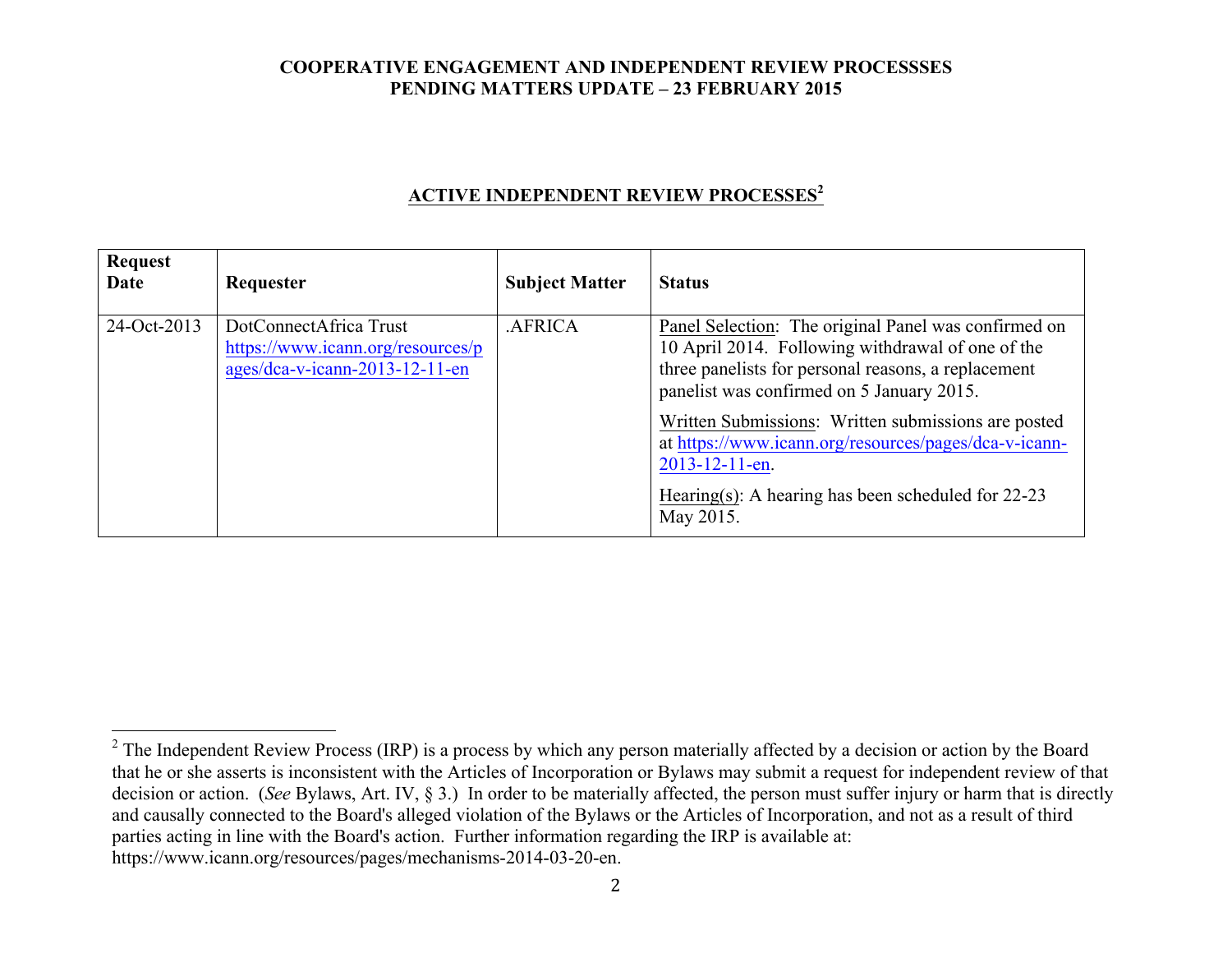**COOPERATIVE ENGAGEMENT AND INDEPENDENT REVIEW PROCESSSES**
**PENDING MATTERS UPDATE – 23 FEBRUARY 2015**

## ACTIVE INDEPENDENT REVIEW PROCESSES[2]

| Request Date | Requester | Subject Matter | Status |
|---|---|---|---|
| 24-Oct-2013 | DotConnectAfrica Trust https://www.icann.org/resources/pages/dca-v-icann-2013-12-11-en | .AFRICA | Panel Selection: The original Panel was confirmed on 10 April 2014. Following withdrawal of one of the three panelists for personal reasons, a replacement panelist was confirmed on 5 January 2015.<br><br>Written Submissions: Written submissions are posted at https://www.icann.org/resources/pages/dca-v-icann-2013-12-11-en.<br><br>Hearing(s): A hearing has been scheduled for 22-23 May 2015. |

[2] The Independent Review Process (IRP) is a process by which any person materially affected by a decision or action by the Board that he or she asserts is inconsistent with the Articles of Incorporation or Bylaws may submit a request for independent review of that decision or action. (*See* Bylaws, Art. IV, § 3.) In order to be materially affected, the person must suffer injury or harm that is directly and causally connected to the Board's alleged violation of the Bylaws or the Articles of Incorporation, and not as a result of third parties acting in line with the Board's action. Further information regarding the IRP is available at: https://www.icann.org/resources/pages/mechanisms-2014-03-20-en.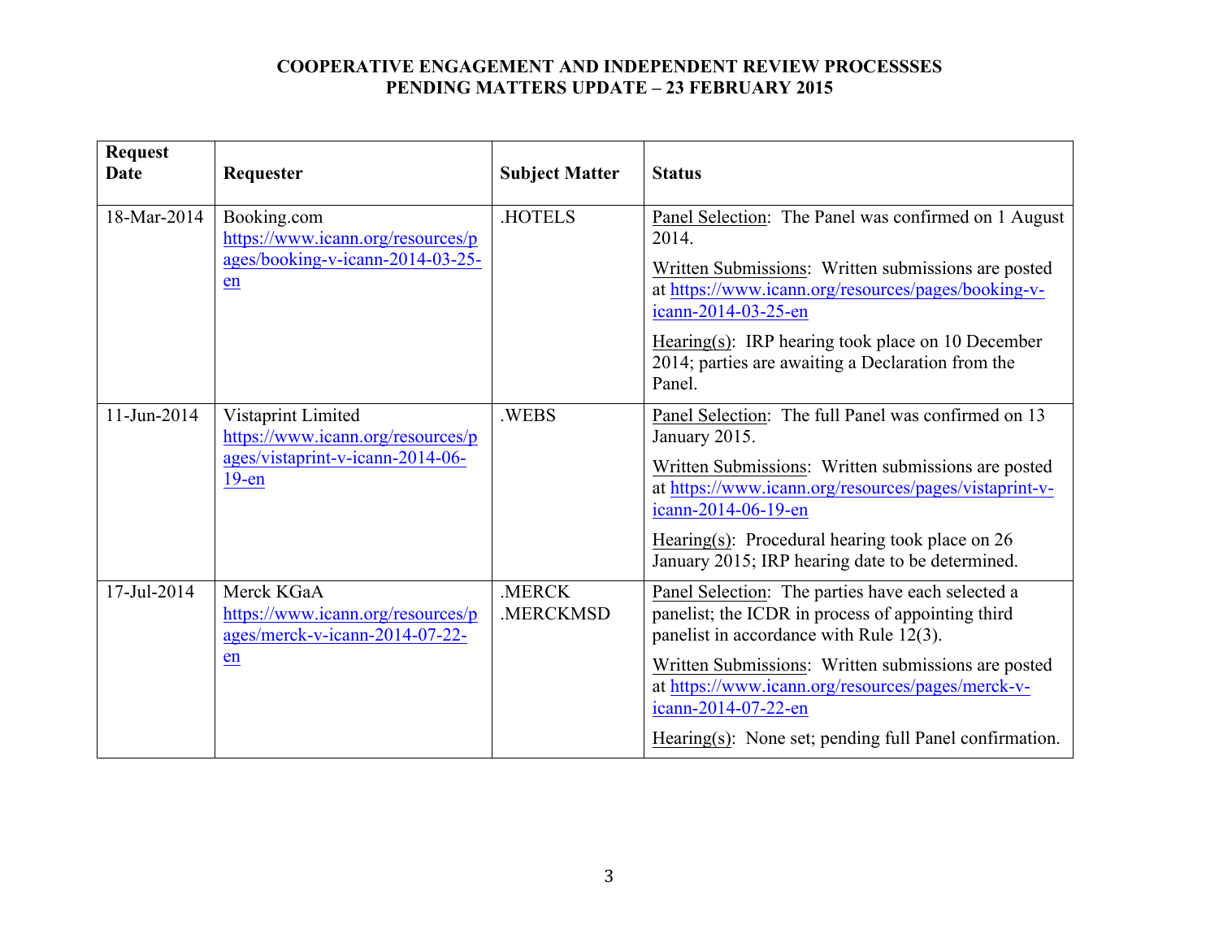**COOPERATIVE ENGAGEMENT AND INDEPENDENT REVIEW PROCESSSES**
**PENDING MATTERS UPDATE – 23 FEBRUARY 2015**

| Request Date | Requester | Subject Matter | Status |
|---|---|---|---|
| 18-Mar-2014 | Booking.com https://www.icann.org/resources/pages/booking-v-icann-2014-03-25-en | .HOTELS | Panel Selection: The Panel was confirmed on 1 August 2014.<br><br>Written Submissions: Written submissions are posted at https://www.icann.org/resources/pages/booking-v-icann-2014-03-25-en<br><br>Hearing(s): IRP hearing took place on 10 December 2014; parties are awaiting a Declaration from the Panel. |
| 11-Jun-2014 | Vistaprint Limited https://www.icann.org/resources/pages/vistaprint-v-icann-2014-06-19-en | .WEBS | Panel Selection: The full Panel was confirmed on 13 January 2015.<br><br>Written Submissions: Written submissions are posted at https://www.icann.org/resources/pages/vistaprint-v-icann-2014-06-19-en<br><br>Hearing(s): Procedural hearing took place on 26 January 2015; IRP hearing date to be determined. |
| 17-Jul-2014 | Merck KGaA https://www.icann.org/resources/pages/merck-v-icann-2014-07-22-en | .MERCK<br>.MERCKMSD | Panel Selection: The parties have each selected a panelist; the ICDR in process of appointing third panelist in accordance with Rule 12(3).<br><br>Written Submissions: Written submissions are posted at https://www.icann.org/resources/pages/merck-v-icann-2014-07-22-en<br><br>Hearing(s): None set; pending full Panel confirmation. |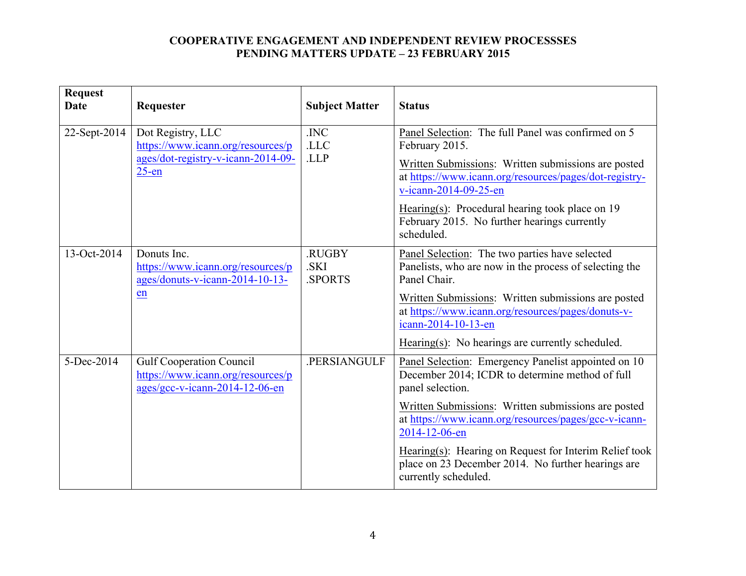**COOPERATIVE ENGAGEMENT AND INDEPENDENT REVIEW PROCESSSES**
**PENDING MATTERS UPDATE – 23 FEBRUARY 2015**

| Request Date | Requester | Subject Matter | Status |
|---|---|---|---|
| 22-Sept-2014 | Dot Registry, LLC https://www.icann.org/resources/pages/dot-registry-v-icann-2014-09-25-en | .INC<br>.LLC<br>.LLP | Panel Selection: The full Panel was confirmed on 5 February 2015.<br>Written Submissions: Written submissions are posted at https://www.icann.org/resources/pages/dot-registry-v-icann-2014-09-25-en<br>Hearing(s): Procedural hearing took place on 19 February 2015. No further hearings currently scheduled. |
| 13-Oct-2014 | Donuts Inc. https://www.icann.org/resources/pages/donuts-v-icann-2014-10-13-en | .RUGBY<br>.SKI<br>.SPORTS | Panel Selection: The two parties have selected Panelists, who are now in the process of selecting the Panel Chair.<br>Written Submissions: Written submissions are posted at https://www.icann.org/resources/pages/donuts-v-icann-2014-10-13-en<br>Hearing(s): No hearings are currently scheduled. |
| 5-Dec-2014 | Gulf Cooperation Council https://www.icann.org/resources/pages/gcc-v-icann-2014-12-06-en | .PERSIANGULF | Panel Selection: Emergency Panelist appointed on 10 December 2014; ICDR to determine method of full panel selection.<br>Written Submissions: Written submissions are posted at https://www.icann.org/resources/pages/gcc-v-icann-2014-12-06-en<br>Hearing(s): Hearing on Request for Interim Relief took place on 23 December 2014. No further hearings are currently scheduled. |